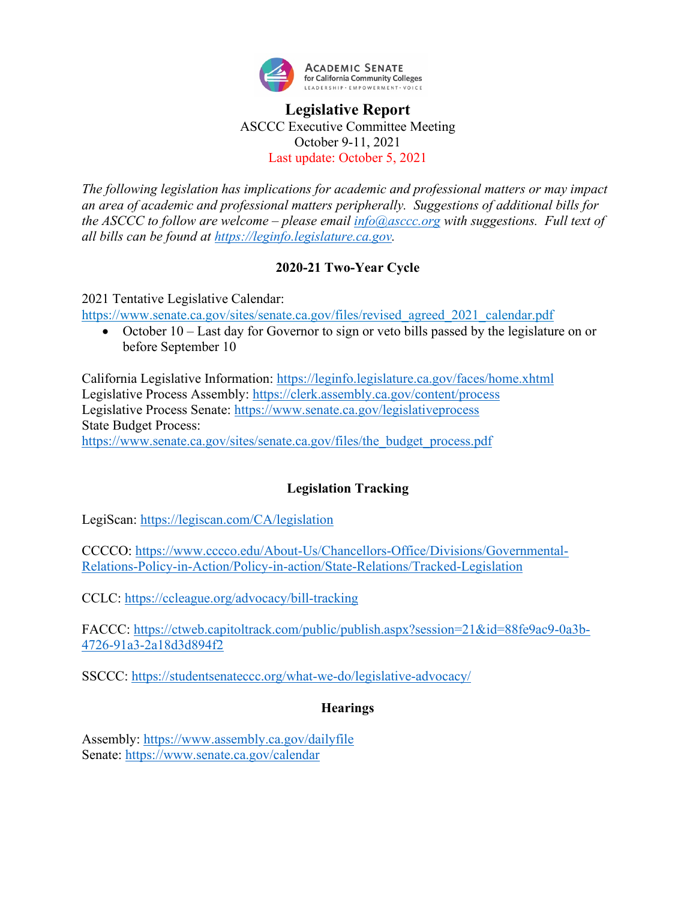# Legislative Report

ASCCC Executive Committee Meeting
October 9-11, 2021
Last update: October 5, 2021

*The following legislation has implications for academic and professional matters or may impact an area of academic and professional matters peripherally. Suggestions of additional bills for the ASCCC to follow are welcome – please email [info@asccc.org](mailto:info@asccc.org) with suggestions. Full text of all bills can be found at [https://leginfo.legislature.ca.gov](https://leginfo.legislature.ca.gov).*

## 2020-21 Two-Year Cycle

2021 Tentative Legislative Calendar:
[https://www.senate.ca.gov/sites/senate.ca.gov/files/revised_agreed_2021_calendar.pdf](https://www.senate.ca.gov/sites/senate.ca.gov/files/revised_agreed_2021_calendar.pdf)

- October 10 – Last day for Governor to sign or veto bills passed by the legislature on or before September 10

California Legislative Information: [https://leginfo.legislature.ca.gov/faces/home.xhtml](https://leginfo.legislature.ca.gov/faces/home.xhtml)
Legislative Process Assembly: [https://clerk.assembly.ca.gov/content/process](https://clerk.assembly.ca.gov/content/process)
Legislative Process Senate: [https://www.senate.ca.gov/legislativeprocess](https://www.senate.ca.gov/legislativeprocess)
State Budget Process:
[https://www.senate.ca.gov/sites/senate.ca.gov/files/the_budget_process.pdf](https://www.senate.ca.gov/sites/senate.ca.gov/files/the_budget_process.pdf)

## Legislation Tracking

LegiScan: [https://legiscan.com/CA/legislation](https://legiscan.com/CA/legislation)

CCCCO: [https://www.cccco.edu/About-Us/Chancellors-Office/Divisions/Governmental-Relations-Policy-in-Action/Policy-in-action/State-Relations/Tracked-Legislation](https://www.cccco.edu/About-Us/Chancellors-Office/Divisions/Governmental-Relations-Policy-in-Action/Policy-in-action/State-Relations/Tracked-Legislation)

CCLC: [https://ccleague.org/advocacy/bill-tracking](https://ccleague.org/advocacy/bill-tracking)

FACCC: [https://ctweb.capitoltrack.com/public/publish.aspx?session=21&id=88fe9ac9-0a3b-4726-91a3-2a18d3d894f2](https://ctweb.capitoltrack.com/public/publish.aspx?session=21&id=88fe9ac9-0a3b-4726-91a3-2a18d3d894f2)

SSCCC: [https://studentsenateccc.org/what-we-do/legislative-advocacy/](https://studentsenateccc.org/what-we-do/legislative-advocacy/)

## Hearings

Assembly: [https://www.assembly.ca.gov/dailyfile](https://www.assembly.ca.gov/dailyfile)
Senate: [https://www.senate.ca.gov/calendar](https://www.senate.ca.gov/calendar)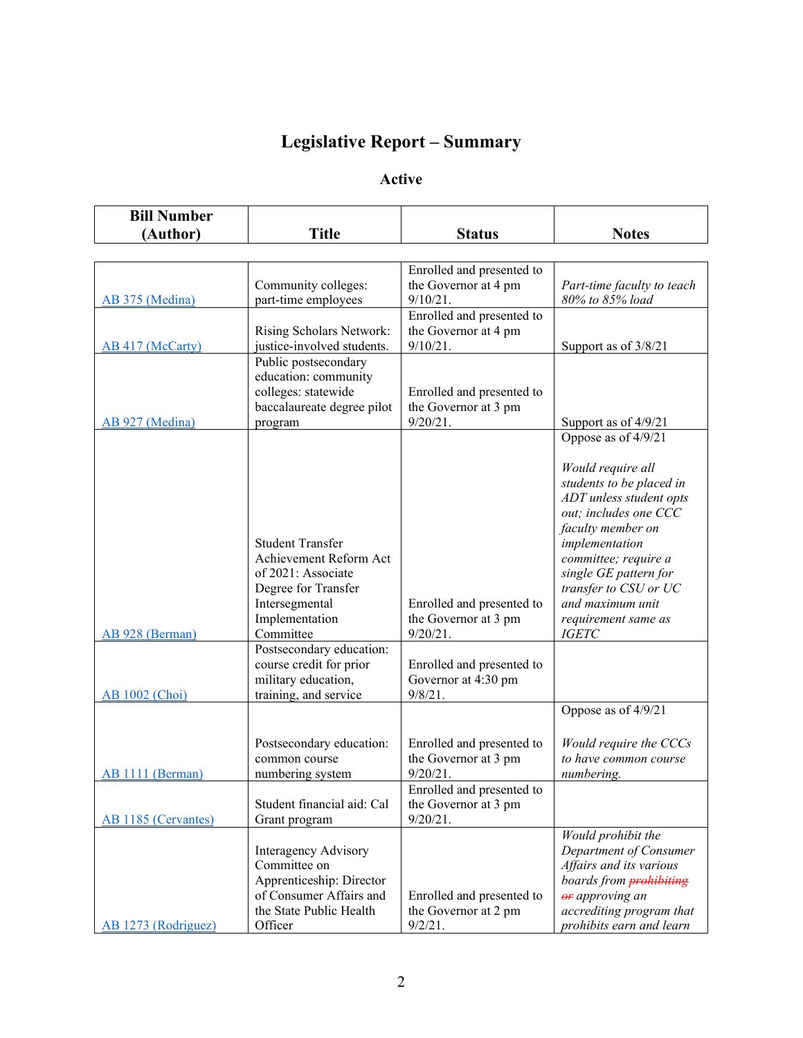# Legislative Report – Summary

## Active

| Bill Number (Author) | Title | Status | Notes |
|---|---|---|---|
| AB 375 (Medina) | Community colleges: part-time employees | Enrolled and presented to the Governor at 4 pm 9/10/21. | *Part-time faculty to teach 80% to 85% load* |
| AB 417 (McCarty) | Rising Scholars Network: justice-involved students. | Enrolled and presented to the Governor at 4 pm 9/10/21. | Support as of 3/8/21 |
| AB 927 (Medina) | Public postsecondary education: community colleges: statewide baccalaureate degree pilot program | Enrolled and presented to the Governor at 3 pm 9/20/21. | Support as of 4/9/21 |
| AB 928 (Berman) | Student Transfer Achievement Reform Act of 2021: Associate Degree for Transfer Intersegmental Implementation Committee | Enrolled and presented to the Governor at 3 pm 9/20/21. | Oppose as of 4/9/21<br><br>*Would require all students to be placed in ADT unless student opts out; includes one CCC faculty member on implementation committee; require a single GE pattern for transfer to CSU or UC and maximum unit requirement same as IGETC* |
| AB 1002 (Choi) | Postsecondary education: course credit for prior military education, training, and service | Enrolled and presented to Governor at 4:30 pm 9/8/21. | |
| AB 1111 (Berman) | Postsecondary education: common course numbering system | Enrolled and presented to the Governor at 3 pm 9/20/21. | Oppose as of 4/9/21<br><br>*Would require the CCCs to have common course numbering.* |
| AB 1185 (Cervantes) | Student financial aid: Cal Grant program | Enrolled and presented to the Governor at 3 pm 9/20/21. | |
| AB 1273 (Rodriguez) | Interagency Advisory Committee on Apprenticeship: Director of Consumer Affairs and the State Public Health Officer | Enrolled and presented to the Governor at 2 pm 9/2/21. | *Would prohibit the Department of Consumer Affairs and its various boards from ~~prohibiting or~~ approving an accrediting program that prohibits earn and learn* |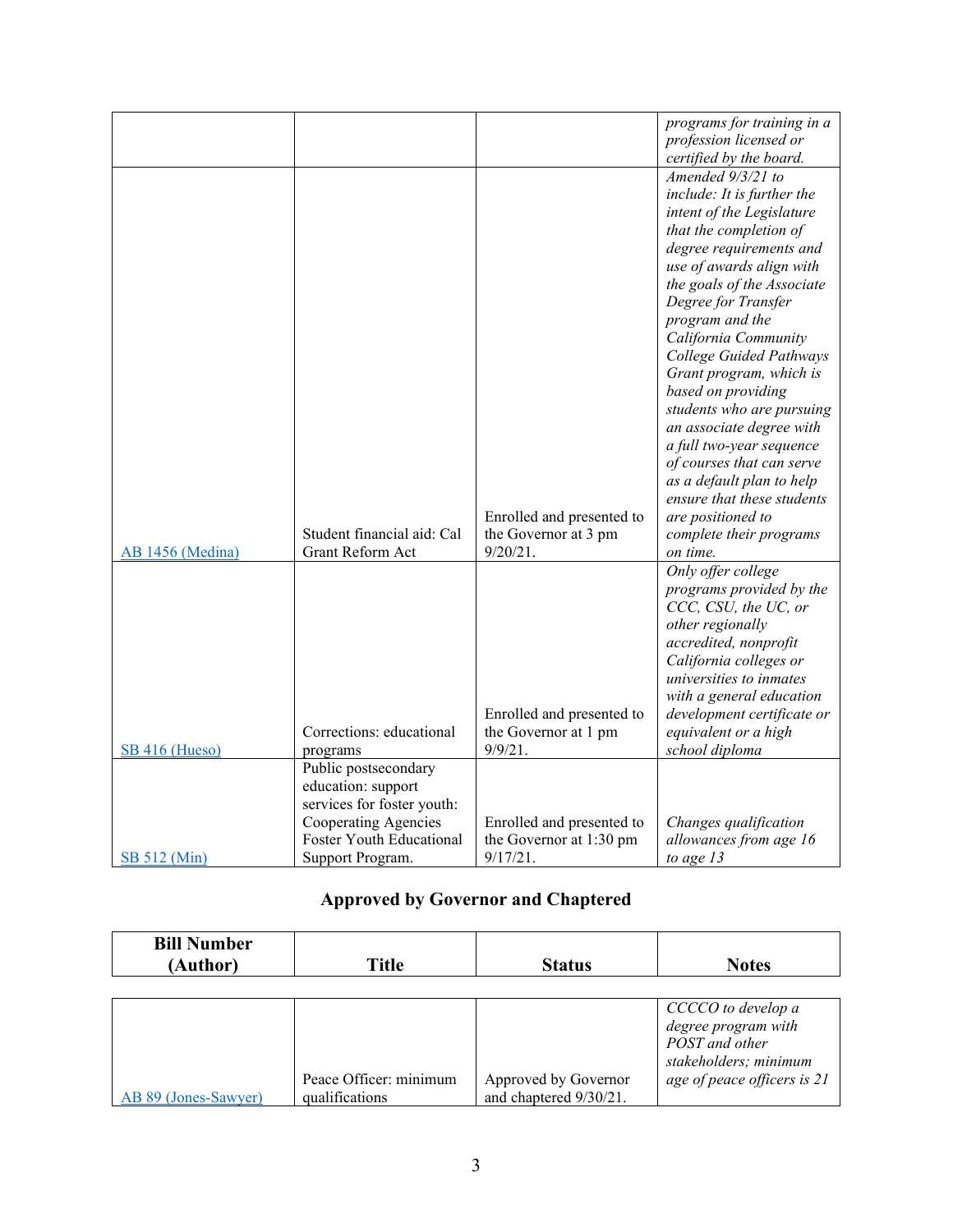| | | | *programs for training in a profession licensed or certified by the board.* |
|---|---|---|---|
| [AB 1456 (Medina)]() | Student financial aid: Cal Grant Reform Act | Enrolled and presented to the Governor at 3 pm 9/20/21. | *Amended 9/3/21 to include: It is further the intent of the Legislature that the completion of degree requirements and use of awards align with the goals of the Associate Degree for Transfer program and the California Community College Guided Pathways Grant program, which is based on providing students who are pursuing an associate degree with a full two-year sequence of courses that can serve as a default plan to help ensure that these students are positioned to complete their programs on time.* |
| [SB 416 (Hueso)]() | Corrections: educational programs | Enrolled and presented to the Governor at 1 pm 9/9/21. | *Only offer college programs provided by the CCC, CSU, the UC, or other regionally accredited, nonprofit California colleges or universities to inmates with a general education development certificate or equivalent or a high school diploma* |
| [SB 512 (Min)]() | Public postsecondary education: support services for foster youth: Cooperating Agencies Foster Youth Educational Support Program. | Enrolled and presented to the Governor at 1:30 pm 9/17/21. | *Changes qualification allowances from age 16 to age 13* |

## Approved by Governor and Chaptered

| Bill Number (Author) | Title | Status | Notes |
|---|---|---|---|
| [AB 89 (Jones-Sawyer)]() | Peace Officer: minimum qualifications | Approved by Governor and chaptered 9/30/21. | *CCCCO to develop a degree program with POST and other stakeholders; minimum age of peace officers is 21* |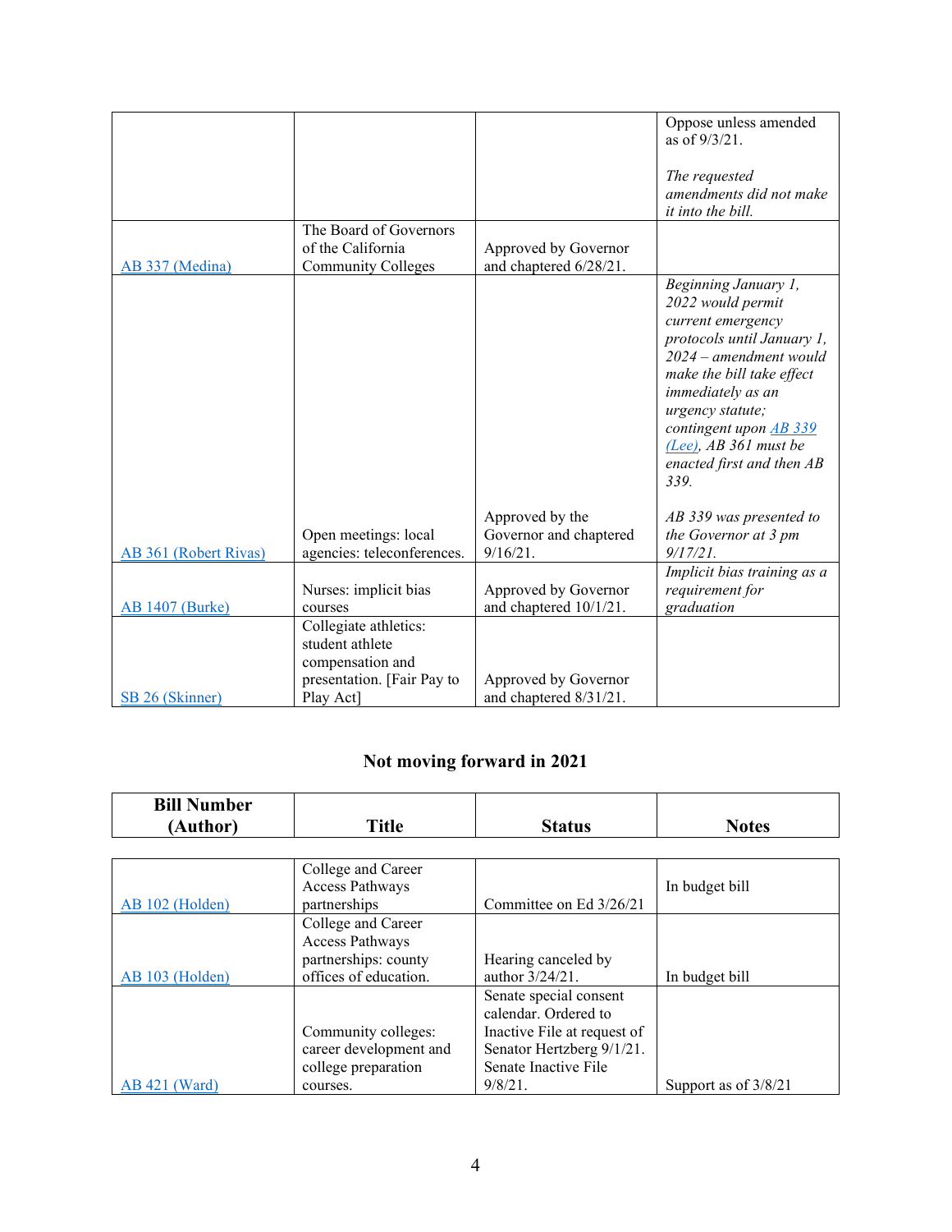| | | | |
|---|---|---|---|
| | | | Oppose unless amended as of 9/3/21.<br><br>*The requested amendments did not make it into the bill.* |
| AB 337 (Medina) | The Board of Governors of the California Community Colleges | Approved by Governor and chaptered 6/28/21. | |
| AB 361 (Robert Rivas) | Open meetings: local agencies: teleconferences. | Approved by the Governor and chaptered 9/16/21. | *Beginning January 1, 2022 would permit current emergency protocols until January 1, 2024 – amendment would make the bill take effect immediately as an urgency statute; contingent upon AB 339 (Lee), AB 361 must be enacted first and then AB 339.*<br><br>*AB 339 was presented to the Governor at 3 pm 9/17/21.* |
| AB 1407 (Burke) | Nurses: implicit bias courses | Approved by Governor and chaptered 10/1/21. | *Implicit bias training as a requirement for graduation* |
| SB 26 (Skinner) | Collegiate athletics: student athlete compensation and presentation. [Fair Pay to Play Act] | Approved by Governor and chaptered 8/31/21. | |

## Not moving forward in 2021

| Bill Number (Author) | Title | Status | Notes |
|---|---|---|---|
| AB 102 (Holden) | College and Career Access Pathways partnerships | Committee on Ed 3/26/21 | In budget bill |
| AB 103 (Holden) | College and Career Access Pathways partnerships: county offices of education. | Hearing canceled by author 3/24/21. | In budget bill |
| AB 421 (Ward) | Community colleges: career development and college preparation courses. | Senate special consent calendar. Ordered to Inactive File at request of Senator Hertzberg 9/1/21. Senate Inactive File 9/8/21. | Support as of 3/8/21 |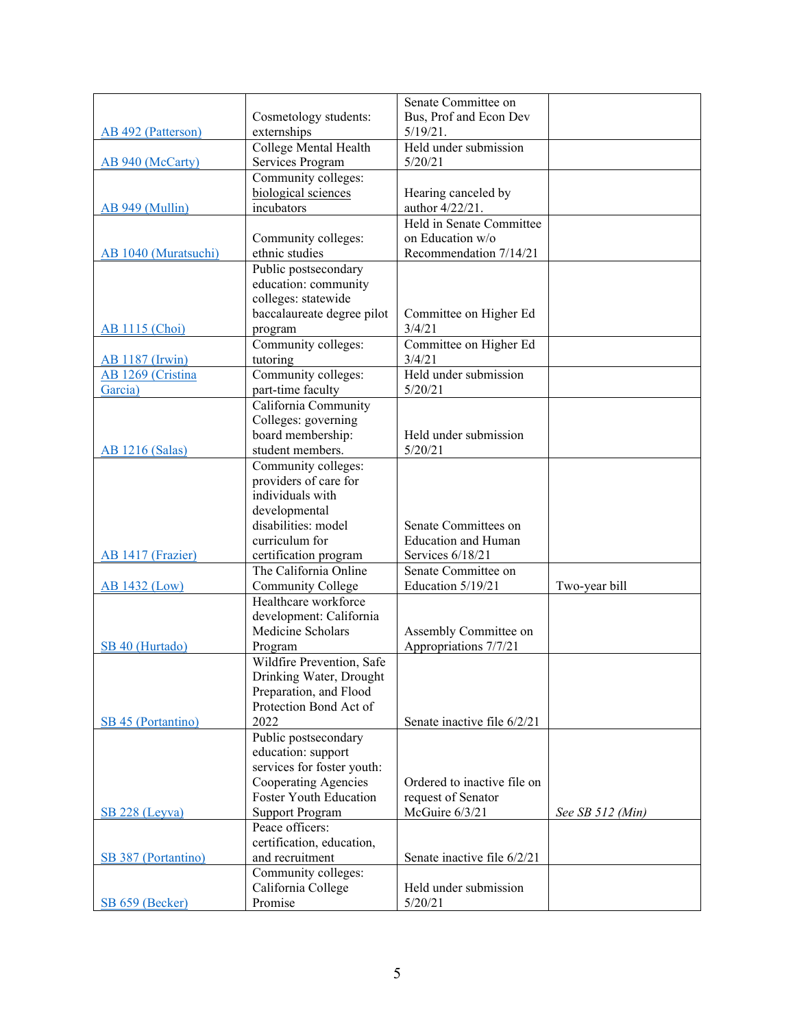| | | | |
|---|---|---|---|
| AB 492 (Patterson) | Cosmetology students: externships | Senate Committee on Bus, Prof and Econ Dev 5/19/21. | |
| AB 940 (McCarty) | College Mental Health Services Program | Held under submission 5/20/21 | |
| AB 949 (Mullin) | Community colleges: biological sciences incubators | Hearing canceled by author 4/22/21. | |
| AB 1040 (Muratsuchi) | Community colleges: ethnic studies | Held in Senate Committee on Education w/o Recommendation 7/14/21 | |
| AB 1115 (Choi) | Public postsecondary education: community colleges: statewide baccalaureate degree pilot program | Committee on Higher Ed 3/4/21 | |
| AB 1187 (Irwin) | Community colleges: tutoring | Committee on Higher Ed 3/4/21 | |
| AB 1269 (Cristina Garcia) | Community colleges: part-time faculty | Held under submission 5/20/21 | |
| AB 1216 (Salas) | California Community Colleges: governing board membership: student members. | Held under submission 5/20/21 | |
| AB 1417 (Frazier) | Community colleges: providers of care for individuals with developmental disabilities: model curriculum for certification program | Senate Committees on Education and Human Services 6/18/21 | |
| AB 1432 (Low) | The California Online Community College | Senate Committee on Education 5/19/21 | Two-year bill |
| SB 40 (Hurtado) | Healthcare workforce development: California Medicine Scholars Program | Assembly Committee on Appropriations 7/7/21 | |
| SB 45 (Portantino) | Wildfire Prevention, Safe Drinking Water, Drought Preparation, and Flood Protection Bond Act of 2022 | Senate inactive file 6/2/21 | |
| SB 228 (Leyva) | Public postsecondary education: support services for foster youth: Cooperating Agencies Foster Youth Education Support Program | Ordered to inactive file on request of Senator McGuire 6/3/21 | *See SB 512 (Min)* |
| SB 387 (Portantino) | Peace officers: certification, education, and recruitment | Senate inactive file 6/2/21 | |
| SB 659 (Becker) | Community colleges: California College Promise | Held under submission 5/20/21 | |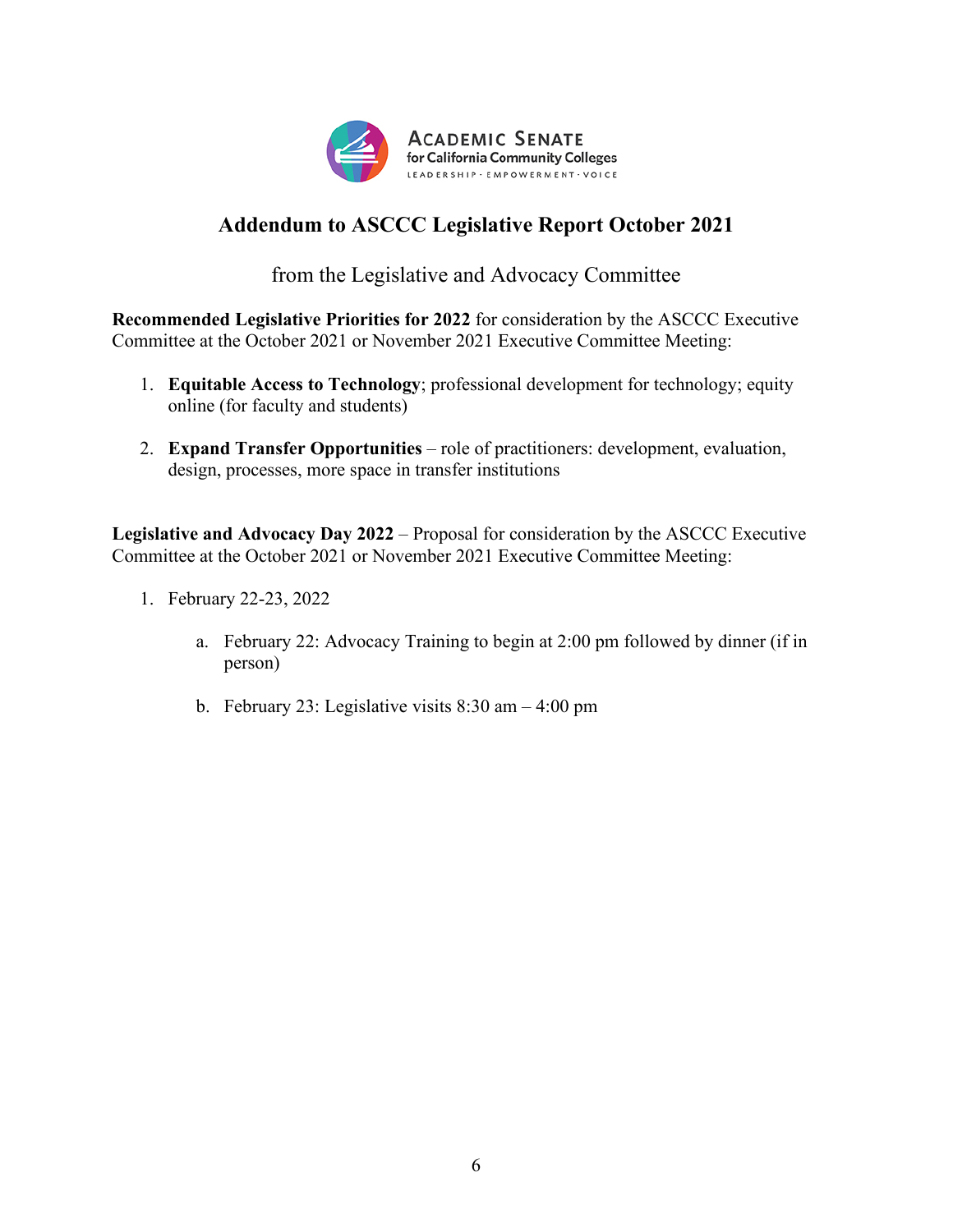Academic Senate for California Community Colleges
LEADERSHIP · EMPOWERMENT · VOICE

# Addendum to ASCCC Legislative Report October 2021

from the Legislative and Advocacy Committee

**Recommended Legislative Priorities for 2022** for consideration by the ASCCC Executive Committee at the October 2021 or November 2021 Executive Committee Meeting:

1. **Equitable Access to Technology**; professional development for technology; equity online (for faculty and students)

2. **Expand Transfer Opportunities** – role of practitioners: development, evaluation, design, processes, more space in transfer institutions

**Legislative and Advocacy Day 2022** – Proposal for consideration by the ASCCC Executive Committee at the October 2021 or November 2021 Executive Committee Meeting:

1. February 22-23, 2022

   a. February 22: Advocacy Training to begin at 2:00 pm followed by dinner (if in person)

   b. February 23: Legislative visits 8:30 am – 4:00 pm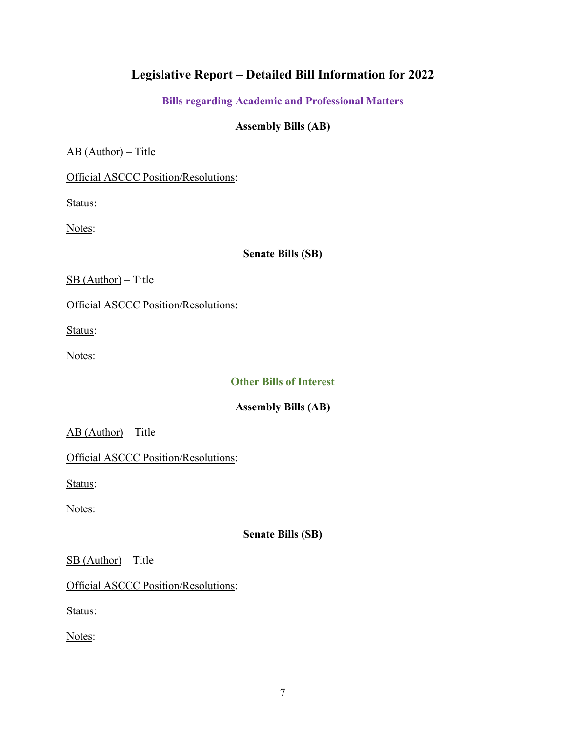# Legislative Report – Detailed Bill Information for 2022

## Bills regarding Academic and Professional Matters

### Assembly Bills (AB)

AB (Author) – Title

Official ASCCC Position/Resolutions:

Status:

Notes:

### Senate Bills (SB)

SB (Author) – Title

Official ASCCC Position/Resolutions:

Status:

Notes:

## Other Bills of Interest

### Assembly Bills (AB)

AB (Author) – Title

Official ASCCC Position/Resolutions:

Status:

Notes:

### Senate Bills (SB)

SB (Author) – Title

Official ASCCC Position/Resolutions:

Status:

Notes: